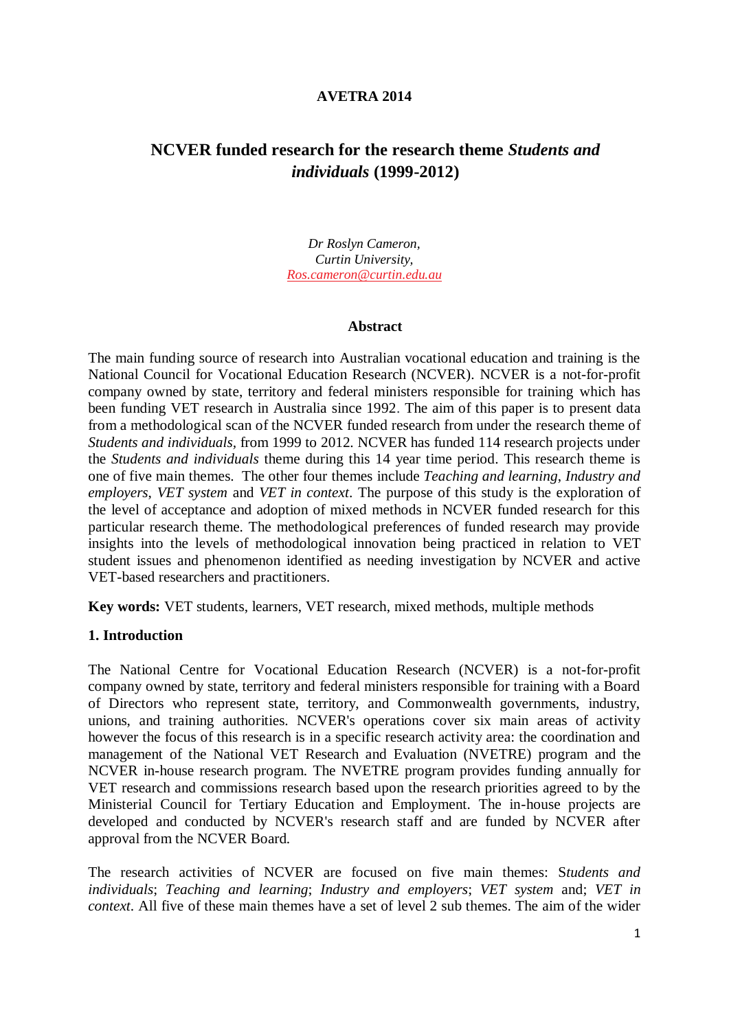**AVETRA 2014**

# NCVER funded research for the research theme *Students and individuals* (1999-2012)

*Dr Roslyn Cameron,*
*Curtin University,*
*Ros.cameron@curtin.edu.au*

## Abstract

The main funding source of research into Australian vocational education and training is the National Council for Vocational Education Research (NCVER). NCVER is a not-for-profit company owned by state, territory and federal ministers responsible for training which has been funding VET research in Australia since 1992. The aim of this paper is to present data from a methodological scan of the NCVER funded research from under the research theme of *Students and individuals*, from 1999 to 2012. NCVER has funded 114 research projects under the *Students and individuals* theme during this 14 year time period. This research theme is one of five main themes. The other four themes include *Teaching and learning*, *Industry and employers*, *VET system* and *VET in context*. The purpose of this study is the exploration of the level of acceptance and adoption of mixed methods in NCVER funded research for this particular research theme. The methodological preferences of funded research may provide insights into the levels of methodological innovation being practiced in relation to VET student issues and phenomenon identified as needing investigation by NCVER and active VET-based researchers and practitioners.

**Key words:** VET students, learners, VET research, mixed methods, multiple methods

## 1. Introduction

The National Centre for Vocational Education Research (NCVER) is a not-for-profit company owned by state, territory and federal ministers responsible for training with a Board of Directors who represent state, territory, and Commonwealth governments, industry, unions, and training authorities. NCVER's operations cover six main areas of activity however the focus of this research is in a specific research activity area: the coordination and management of the National VET Research and Evaluation (NVETRE) program and the NCVER in-house research program. The NVETRE program provides funding annually for VET research and commissions research based upon the research priorities agreed to by the Ministerial Council for Tertiary Education and Employment. The in-house projects are developed and conducted by NCVER's research staff and are funded by NCVER after approval from the NCVER Board.

The research activities of NCVER are focused on five main themes: S*tudents and individuals*; *Teaching and learning*; *Industry and employers*; *VET system* and; *VET in context*. All five of these main themes have a set of level 2 sub themes. The aim of the wider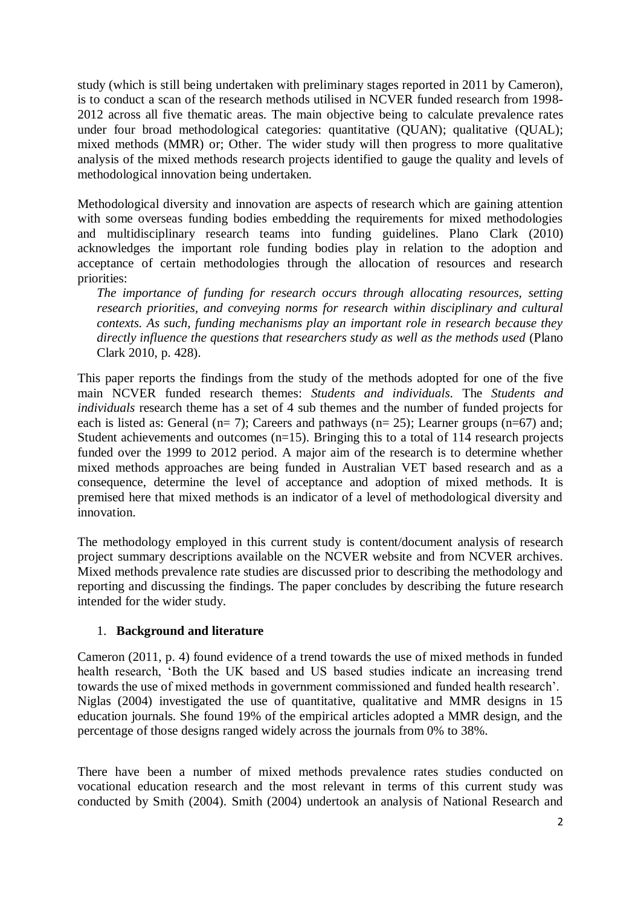study (which is still being undertaken with preliminary stages reported in 2011 by Cameron), is to conduct a scan of the research methods utilised in NCVER funded research from 1998-2012 across all five thematic areas. The main objective being to calculate prevalence rates under four broad methodological categories: quantitative (QUAN); qualitative (QUAL); mixed methods (MMR) or; Other. The wider study will then progress to more qualitative analysis of the mixed methods research projects identified to gauge the quality and levels of methodological innovation being undertaken.

Methodological diversity and innovation are aspects of research which are gaining attention with some overseas funding bodies embedding the requirements for mixed methodologies and multidisciplinary research teams into funding guidelines. Plano Clark (2010) acknowledges the important role funding bodies play in relation to the adoption and acceptance of certain methodologies through the allocation of resources and research priorities:

> *The importance of funding for research occurs through allocating resources, setting research priorities, and conveying norms for research within disciplinary and cultural contexts. As such, funding mechanisms play an important role in research because they directly influence the questions that researchers study as well as the methods used* (Plano Clark 2010, p. 428).

This paper reports the findings from the study of the methods adopted for one of the five main NCVER funded research themes: *Students and individuals.* The *Students and individuals* research theme has a set of 4 sub themes and the number of funded projects for each is listed as: General (n= 7); Careers and pathways (n= 25); Learner groups (n=67) and; Student achievements and outcomes (n=15). Bringing this to a total of 114 research projects funded over the 1999 to 2012 period. A major aim of the research is to determine whether mixed methods approaches are being funded in Australian VET based research and as a consequence, determine the level of acceptance and adoption of mixed methods. It is premised here that mixed methods is an indicator of a level of methodological diversity and innovation.

The methodology employed in this current study is content/document analysis of research project summary descriptions available on the NCVER website and from NCVER archives. Mixed methods prevalence rate studies are discussed prior to describing the methodology and reporting and discussing the findings. The paper concludes by describing the future research intended for the wider study.

## 1. Background and literature

Cameron (2011, p. 4) found evidence of a trend towards the use of mixed methods in funded health research, 'Both the UK based and US based studies indicate an increasing trend towards the use of mixed methods in government commissioned and funded health research'. Niglas (2004) investigated the use of quantitative, qualitative and MMR designs in 15 education journals. She found 19% of the empirical articles adopted a MMR design, and the percentage of those designs ranged widely across the journals from 0% to 38%.

There have been a number of mixed methods prevalence rates studies conducted on vocational education research and the most relevant in terms of this current study was conducted by Smith (2004). Smith (2004) undertook an analysis of National Research and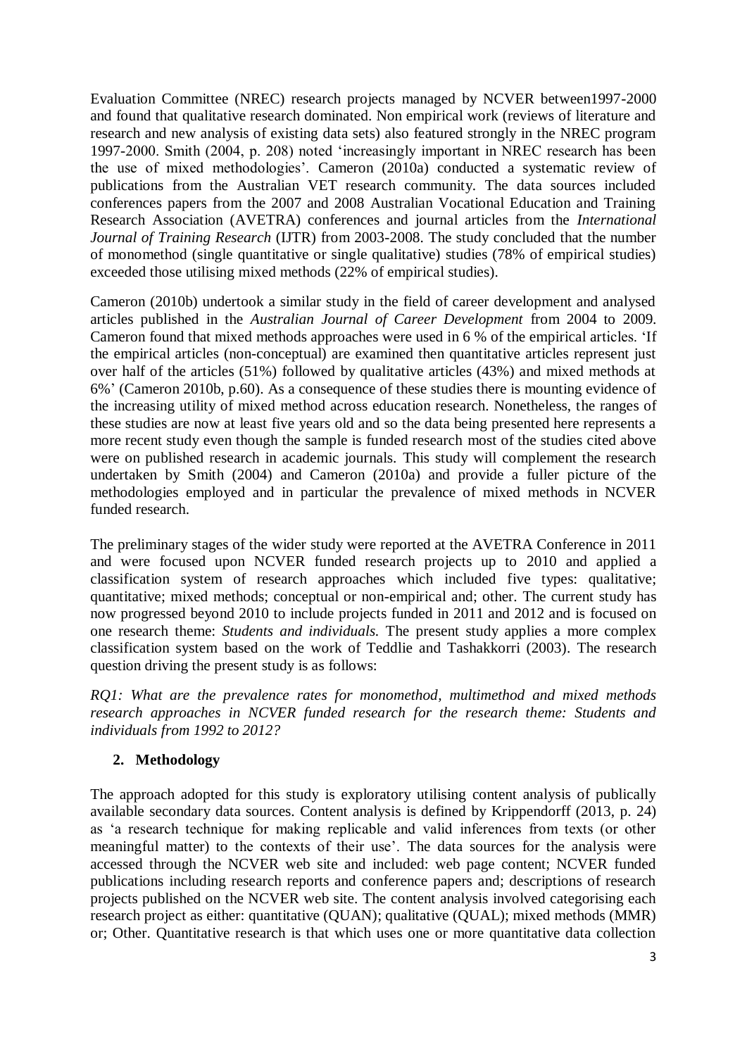Evaluation Committee (NREC) research projects managed by NCVER between1997-2000 and found that qualitative research dominated. Non empirical work (reviews of literature and research and new analysis of existing data sets) also featured strongly in the NREC program 1997-2000. Smith (2004, p. 208) noted 'increasingly important in NREC research has been the use of mixed methodologies'. Cameron (2010a) conducted a systematic review of publications from the Australian VET research community. The data sources included conferences papers from the 2007 and 2008 Australian Vocational Education and Training Research Association (AVETRA) conferences and journal articles from the *International Journal of Training Research* (IJTR) from 2003-2008. The study concluded that the number of monomethod (single quantitative or single qualitative) studies (78% of empirical studies) exceeded those utilising mixed methods (22% of empirical studies).

Cameron (2010b) undertook a similar study in the field of career development and analysed articles published in the *Australian Journal of Career Development* from 2004 to 2009. Cameron found that mixed methods approaches were used in 6 % of the empirical articles. 'If the empirical articles (non-conceptual) are examined then quantitative articles represent just over half of the articles (51%) followed by qualitative articles (43%) and mixed methods at 6%' (Cameron 2010b, p.60). As a consequence of these studies there is mounting evidence of the increasing utility of mixed method across education research. Nonetheless, the ranges of these studies are now at least five years old and so the data being presented here represents a more recent study even though the sample is funded research most of the studies cited above were on published research in academic journals. This study will complement the research undertaken by Smith (2004) and Cameron (2010a) and provide a fuller picture of the methodologies employed and in particular the prevalence of mixed methods in NCVER funded research.

The preliminary stages of the wider study were reported at the AVETRA Conference in 2011 and were focused upon NCVER funded research projects up to 2010 and applied a classification system of research approaches which included five types: qualitative; quantitative; mixed methods; conceptual or non-empirical and; other. The current study has now progressed beyond 2010 to include projects funded in 2011 and 2012 and is focused on one research theme: *Students and individuals.* The present study applies a more complex classification system based on the work of Teddlie and Tashakkorri (2003). The research question driving the present study is as follows:

*RQ1: What are the prevalence rates for monomethod, multimethod and mixed methods research approaches in NCVER funded research for the research theme: Students and individuals from 1992 to 2012?*

## 2. Methodology

The approach adopted for this study is exploratory utilising content analysis of publically available secondary data sources. Content analysis is defined by Krippendorff (2013, p. 24) as 'a research technique for making replicable and valid inferences from texts (or other meaningful matter) to the contexts of their use'. The data sources for the analysis were accessed through the NCVER web site and included: web page content; NCVER funded publications including research reports and conference papers and; descriptions of research projects published on the NCVER web site. The content analysis involved categorising each research project as either: quantitative (QUAN); qualitative (QUAL); mixed methods (MMR) or; Other. Quantitative research is that which uses one or more quantitative data collection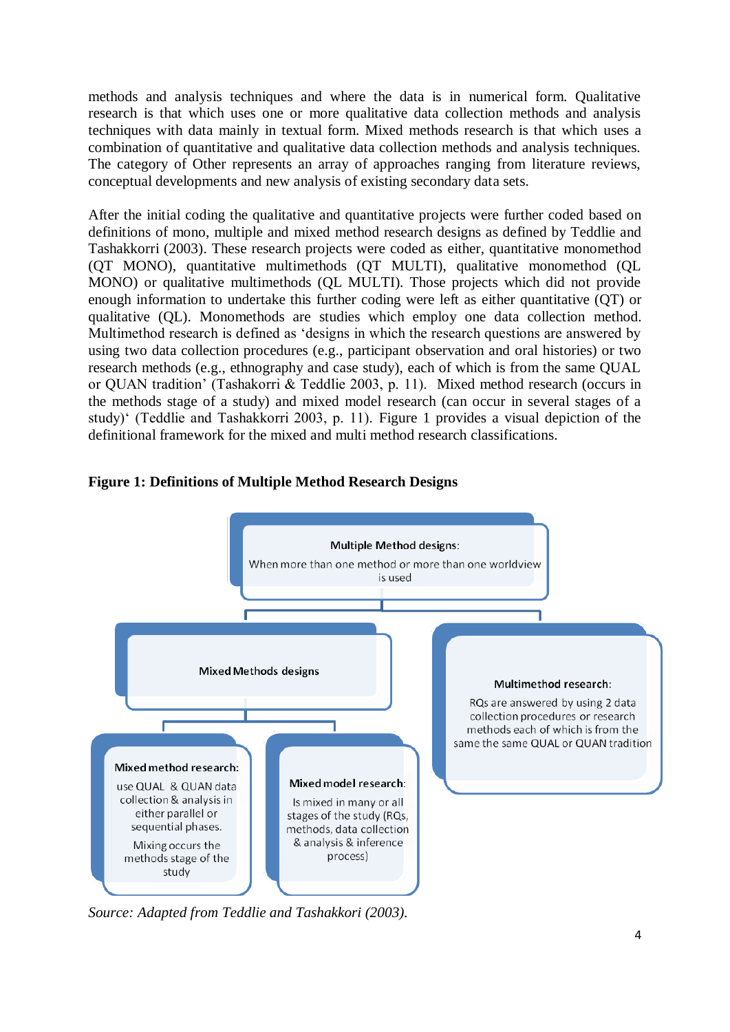methods and analysis techniques and where the data is in numerical form. Qualitative research is that which uses one or more qualitative data collection methods and analysis techniques with data mainly in textual form. Mixed methods research is that which uses a combination of quantitative and qualitative data collection methods and analysis techniques. The category of Other represents an array of approaches ranging from literature reviews, conceptual developments and new analysis of existing secondary data sets.

After the initial coding the qualitative and quantitative projects were further coded based on definitions of mono, multiple and mixed method research designs as defined by Teddlie and Tashakkorri (2003). These research projects were coded as either, quantitative monomethod (QT MONO), quantitative multimethods (QT MULTI), qualitative monomethod (QL MONO) or qualitative multimethods (QL MULTI). Those projects which did not provide enough information to undertake this further coding were left as either quantitative (QT) or qualitative (QL). Monomethods are studies which employ one data collection method. Multimethod research is defined as 'designs in which the research questions are answered by using two data collection procedures (e.g., participant observation and oral histories) or two research methods (e.g., ethnography and case study), each of which is from the same QUAL or QUAN tradition' (Tashakorri & Teddlie 2003, p. 11). Mixed method research (occurs in the methods stage of a study) and mixed model research (can occur in several stages of a study)' (Teddlie and Tashakkorri 2003, p. 11). Figure 1 provides a visual depiction of the definitional framework for the mixed and multi method research classifications.

**Figure 1: Definitions of Multiple Method Research Designs**

**Multiple Method designs:** When more than one method or more than one worldview is used

- **Mixed Methods designs**
  - **Mixed method research:** use QUAL & QUAN data collection & analysis in either parallel or sequential phases. Mixing occurs the methods stage of the study
  - **Mixed model research:** Is mixed in many or all stages of the study (RQs, methods, data collection & analysis & inference process)
- **Multimethod research:** RQs are answered by using 2 data collection procedures or research methods each of which is from the same the same QUAL or QUAN tradition

*Source: Adapted from Teddlie and Tashakkori (2003).*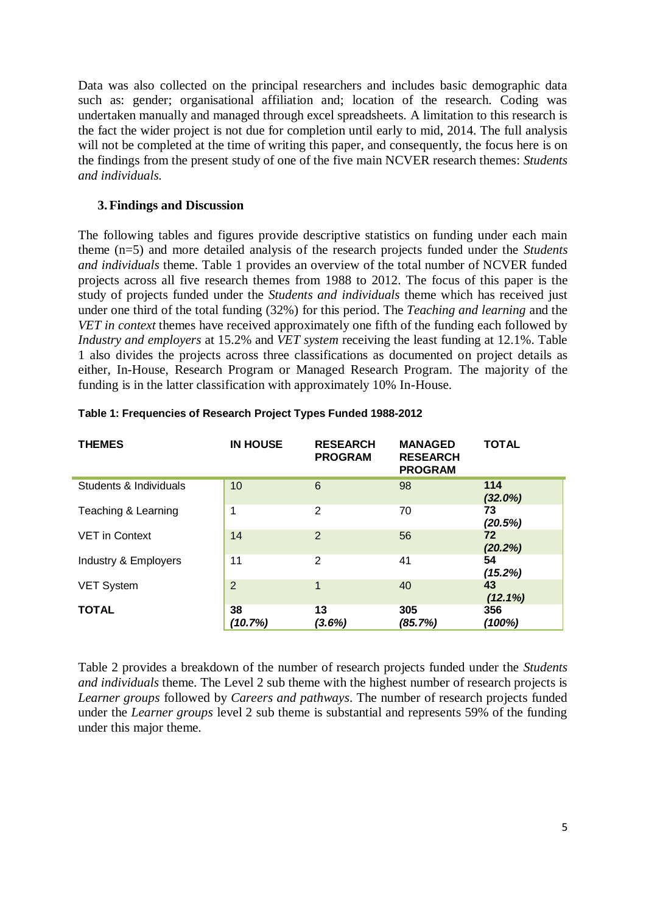Data was also collected on the principal researchers and includes basic demographic data such as: gender; organisational affiliation and; location of the research. Coding was undertaken manually and managed through excel spreadsheets. A limitation to this research is the fact the wider project is not due for completion until early to mid, 2014. The full analysis will not be completed at the time of writing this paper, and consequently, the focus here is on the findings from the present study of one of the five main NCVER research themes: *Students and individuals.*

## 3. Findings and Discussion

The following tables and figures provide descriptive statistics on funding under each main theme (n=5) and more detailed analysis of the research projects funded under the *Students and individuals* theme. Table 1 provides an overview of the total number of NCVER funded projects across all five research themes from 1988 to 2012. The focus of this paper is the study of projects funded under the *Students and individuals* theme which has received just under one third of the total funding (32%) for this period. The *Teaching and learning* and the *VET in context* themes have received approximately one fifth of the funding each followed by *Industry and employers* at 15.2% and *VET system* receiving the least funding at 12.1%. Table 1 also divides the projects across three classifications as documented on project details as either, In-House, Research Program or Managed Research Program. The majority of the funding is in the latter classification with approximately 10% In-House.

**Table 1: Frequencies of Research Project Types Funded 1988-2012**

| THEMES | IN HOUSE | RESEARCH PROGRAM | MANAGED RESEARCH PROGRAM | TOTAL |
|---|---|---|---|---|
| Students & Individuals | 10 | 6 | 98 | **114 *(32.0%)*** |
| Teaching & Learning | 1 | 2 | 70 | **73 *(20.5%)*** |
| VET in Context | 14 | 2 | 56 | **72 *(20.2%)*** |
| Industry & Employers | 11 | 2 | 41 | **54 *(15.2%)*** |
| VET System | 2 | 1 | 40 | **43 *(12.1%)*** |
| **TOTAL** | **38 *(10.7%)*** | **13 *(3.6%)*** | **305 *(85.7%)*** | **356 *(100%)*** |

Table 2 provides a breakdown of the number of research projects funded under the *Students and individuals* theme. The Level 2 sub theme with the highest number of research projects is *Learner groups* followed by *Careers and pathways*. The number of research projects funded under the *Learner groups* level 2 sub theme is substantial and represents 59% of the funding under this major theme.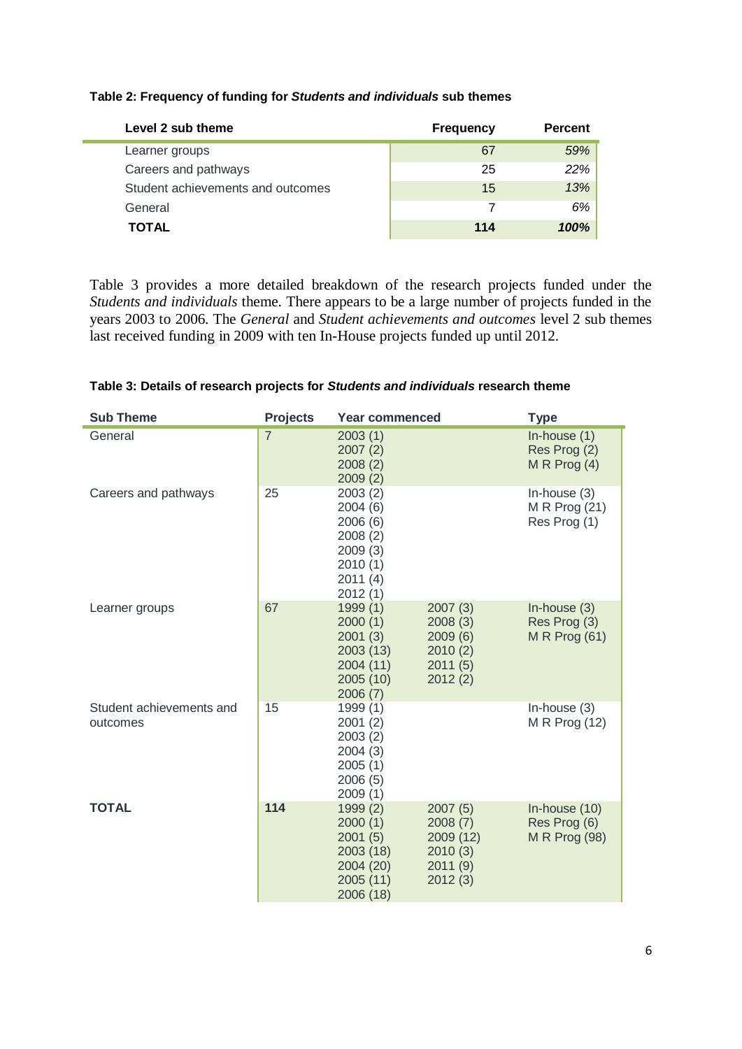**Table 2: Frequency of funding for *Students and individuals* sub themes**

| Level 2 sub theme | Frequency | Percent |
|---|---|---|
| Learner groups | 67 | *59%* |
| Careers and pathways | 25 | *22%* |
| Student achievements and outcomes | 15 | *13%* |
| General | 7 | *6%* |
| **TOTAL** | **114** | ***100%*** |

Table 3 provides a more detailed breakdown of the research projects funded under the *Students and individuals* theme. There appears to be a large number of projects funded in the years 2003 to 2006. The *General* and *Student achievements and outcomes* level 2 sub themes last received funding in 2009 with ten In-House projects funded up until 2012.

**Table 3: Details of research projects for *Students and individuals* research theme**

| Sub Theme | Projects | Year commenced | | Type |
|---|---|---|---|---|
| General | 7 | 2003 (1)<br>2007 (2)<br>2008 (2)<br>2009 (2) | | In-house (1)<br>Res Prog (2)<br>M R Prog (4) |
| Careers and pathways | 25 | 2003 (2)<br>2004 (6)<br>2006 (6)<br>2008 (2)<br>2009 (3)<br>2010 (1)<br>2011 (4)<br>2012 (1) | | In-house (3)<br>M R Prog (21)<br>Res Prog (1) |
| Learner groups | 67 | 1999 (1)<br>2000 (1)<br>2001 (3)<br>2003 (13)<br>2004 (11)<br>2005 (10)<br>2006 (7) | 2007 (3)<br>2008 (3)<br>2009 (6)<br>2010 (2)<br>2011 (5)<br>2012 (2) | In-house (3)<br>Res Prog (3)<br>M R Prog (61) |
| Student achievements and outcomes | 15 | 1999 (1)<br>2001 (2)<br>2003 (2)<br>2004 (3)<br>2005 (1)<br>2006 (5)<br>2009 (1) | | In-house (3)<br>M R Prog (12) |
| **TOTAL** | **114** | 1999 (2)<br>2000 (1)<br>2001 (5)<br>2003 (18)<br>2004 (20)<br>2005 (11)<br>2006 (18) | 2007 (5)<br>2008 (7)<br>2009 (12)<br>2010 (3)<br>2011 (9)<br>2012 (3) | In-house (10)<br>Res Prog (6)<br>M R Prog (98) |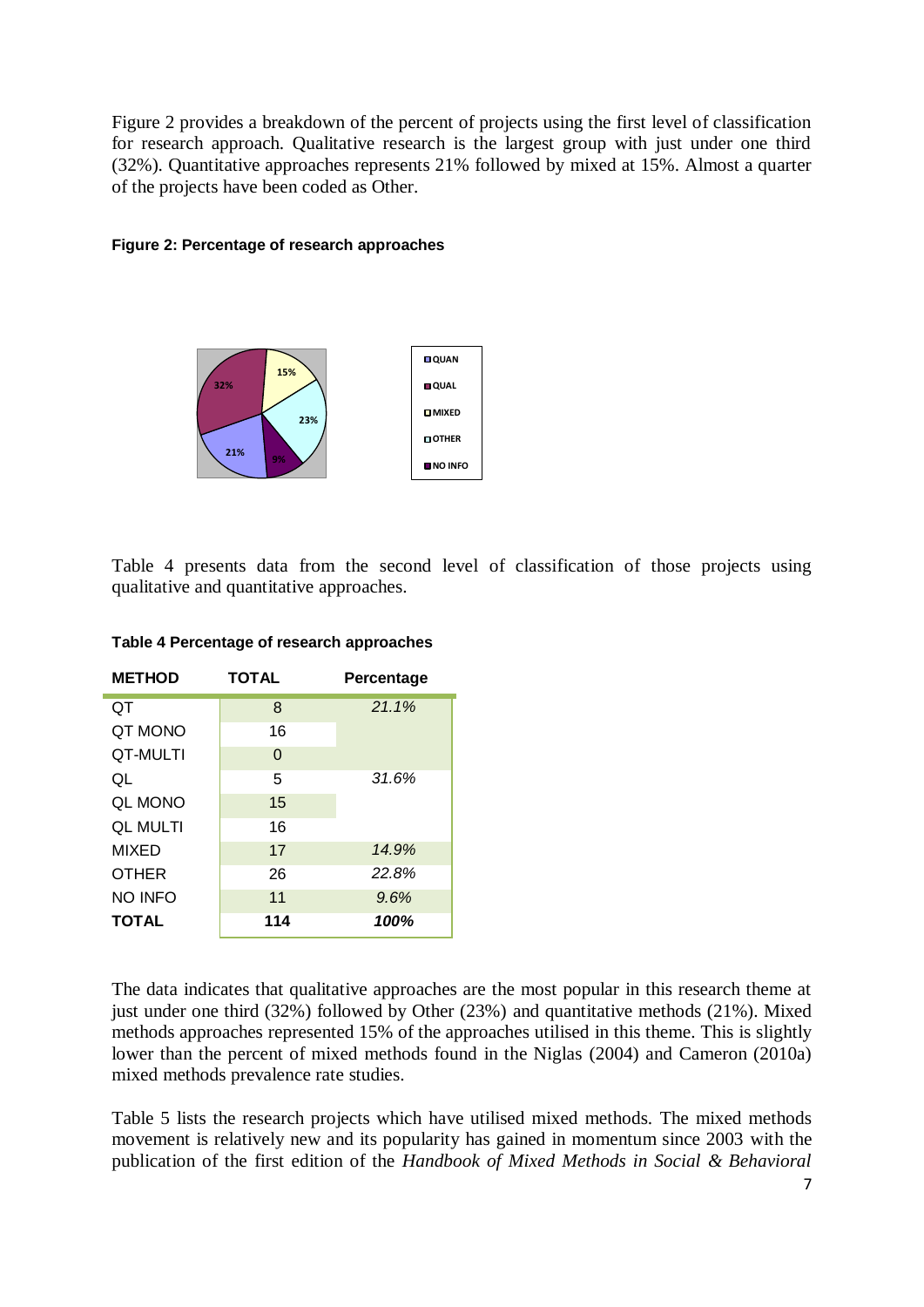Figure 2 provides a breakdown of the percent of projects using the first level of classification for research approach. Qualitative research is the largest group with just under one third (32%). Quantitative approaches represents 21% followed by mixed at 15%. Almost a quarter of the projects have been coded as Other.

**Figure 2: Percentage of research approaches**

Table 4 presents data from the second level of classification of those projects using qualitative and quantitative approaches.

**Table 4 Percentage of research approaches**

| METHOD | TOTAL | Percentage |
|---|---|---|
| QT | 8 | *21.1%* |
| QT MONO | 16 | |
| QT-MULTI | 0 | |
| QL | 5 | *31.6%* |
| QL MONO | 15 | |
| QL MULTI | 16 | |
| MIXED | 17 | *14.9%* |
| OTHER | 26 | *22.8%* |
| NO INFO | 11 | *9.6%* |
| **TOTAL** | **114** | ***100%*** |

The data indicates that qualitative approaches are the most popular in this research theme at just under one third (32%) followed by Other (23%) and quantitative methods (21%). Mixed methods approaches represented 15% of the approaches utilised in this theme. This is slightly lower than the percent of mixed methods found in the Niglas (2004) and Cameron (2010a) mixed methods prevalence rate studies.

Table 5 lists the research projects which have utilised mixed methods. The mixed methods movement is relatively new and its popularity has gained in momentum since 2003 with the publication of the first edition of the *Handbook of Mixed Methods in Social & Behavioral*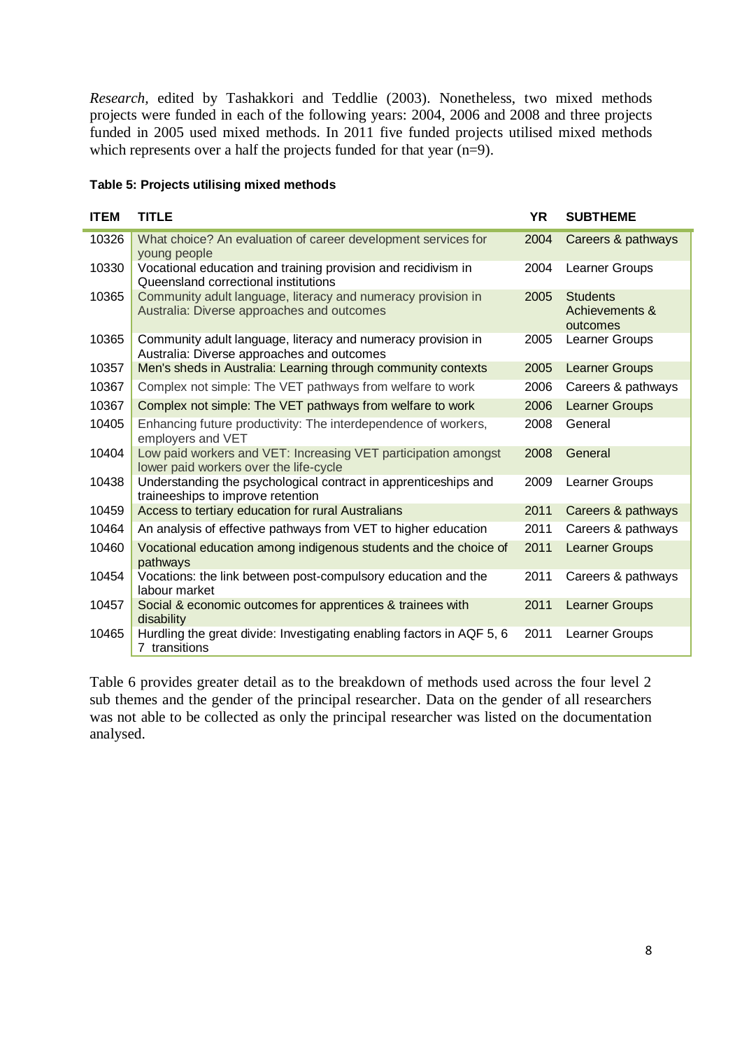*Research*, edited by Tashakkori and Teddlie (2003). Nonetheless, two mixed methods projects were funded in each of the following years: 2004, 2006 and 2008 and three projects funded in 2005 used mixed methods. In 2011 five funded projects utilised mixed methods which represents over a half the projects funded for that year (n=9).

**Table 5: Projects utilising mixed methods**

| ITEM | TITLE | YR | SUBTHEME |
|---|---|---|---|
| 10326 | What choice? An evaluation of career development services for young people | 2004 | Careers & pathways |
| 10330 | Vocational education and training provision and recidivism in Queensland correctional institutions | 2004 | Learner Groups |
| 10365 | Community adult language, literacy and numeracy provision in Australia: Diverse approaches and outcomes | 2005 | Students Achievements & outcomes |
| 10365 | Community adult language, literacy and numeracy provision in Australia: Diverse approaches and outcomes | 2005 | Learner Groups |
| 10357 | Men's sheds in Australia: Learning through community contexts | 2005 | Learner Groups |
| 10367 | Complex not simple: The VET pathways from welfare to work | 2006 | Careers & pathways |
| 10367 | Complex not simple: The VET pathways from welfare to work | 2006 | Learner Groups |
| 10405 | Enhancing future productivity: The interdependence of workers, employers and VET | 2008 | General |
| 10404 | Low paid workers and VET: Increasing VET participation amongst lower paid workers over the life-cycle | 2008 | General |
| 10438 | Understanding the psychological contract in apprenticeships and traineeships to improve retention | 2009 | Learner Groups |
| 10459 | Access to tertiary education for rural Australians | 2011 | Careers & pathways |
| 10464 | An analysis of effective pathways from VET to higher education | 2011 | Careers & pathways |
| 10460 | Vocational education among indigenous students and the choice of pathways | 2011 | Learner Groups |
| 10454 | Vocations: the link between post-compulsory education and the labour market | 2011 | Careers & pathways |
| 10457 | Social & economic outcomes for apprentices & trainees with disability | 2011 | Learner Groups |
| 10465 | Hurdling the great divide: Investigating enabling factors in AQF 5, 6 7 transitions | 2011 | Learner Groups |

Table 6 provides greater detail as to the breakdown of methods used across the four level 2 sub themes and the gender of the principal researcher. Data on the gender of all researchers was not able to be collected as only the principal researcher was listed on the documentation analysed.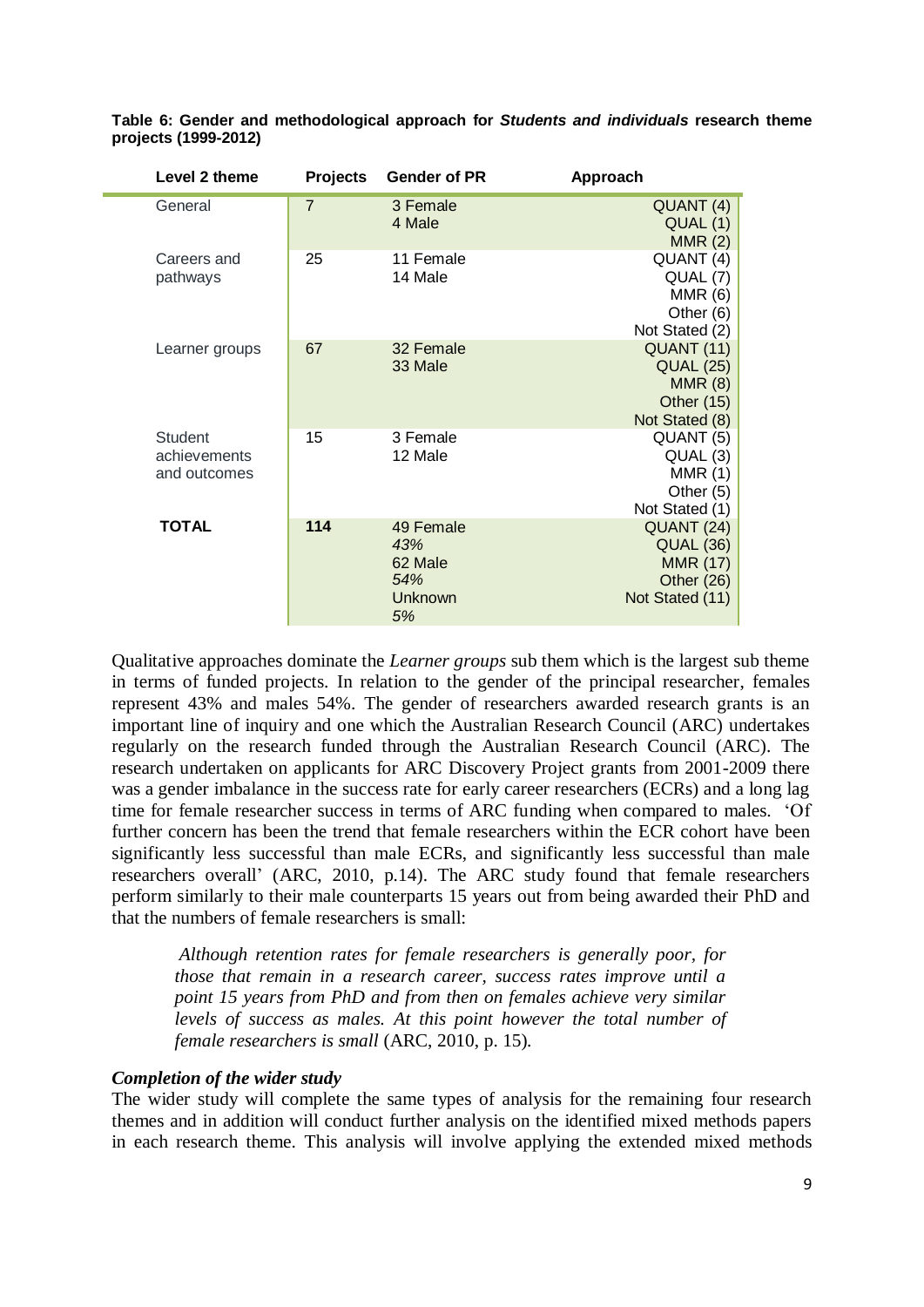**Table 6: Gender and methodological approach for *Students and individuals* research theme projects (1999-2012)**

| Level 2 theme | Projects | Gender of PR | Approach |
|---|---|---|---|
| General | 7 | 3 Female<br>4 Male | QUANT (4)<br>QUAL (1)<br>MMR (2) |
| Careers and pathways | 25 | 11 Female<br>14 Male | QUANT (4)<br>QUAL (7)<br>MMR (6)<br>Other (6)<br>Not Stated (2) |
| Learner groups | 67 | 32 Female<br>33 Male | QUANT (11)<br>QUAL (25)<br>MMR (8)<br>Other (15)<br>Not Stated (8) |
| Student achievements and outcomes | 15 | 3 Female<br>12 Male | QUANT (5)<br>QUAL (3)<br>MMR (1)<br>Other (5)<br>Not Stated (1) |
| **TOTAL** | **114** | 49 Female<br>*43%*<br>62 Male<br>*54%*<br>Unknown<br>*5%* | QUANT (24)<br>QUAL (36)<br>MMR (17)<br>Other (26)<br>Not Stated (11) |

Qualitative approaches dominate the *Learner groups* sub them which is the largest sub theme in terms of funded projects. In relation to the gender of the principal researcher, females represent 43% and males 54%. The gender of researchers awarded research grants is an important line of inquiry and one which the Australian Research Council (ARC) undertakes regularly on the research funded through the Australian Research Council (ARC). The research undertaken on applicants for ARC Discovery Project grants from 2001-2009 there was a gender imbalance in the success rate for early career researchers (ECRs) and a long lag time for female researcher success in terms of ARC funding when compared to males. 'Of further concern has been the trend that female researchers within the ECR cohort have been significantly less successful than male ECRs, and significantly less successful than male researchers overall' (ARC, 2010, p.14). The ARC study found that female researchers perform similarly to their male counterparts 15 years out from being awarded their PhD and that the numbers of female researchers is small:

> *Although retention rates for female researchers is generally poor, for those that remain in a research career, success rates improve until a point 15 years from PhD and from then on females achieve very similar levels of success as males. At this point however the total number of female researchers is small* (ARC, 2010, p. 15).

***Completion of the wider study***

The wider study will complete the same types of analysis for the remaining four research themes and in addition will conduct further analysis on the identified mixed methods papers in each research theme. This analysis will involve applying the extended mixed methods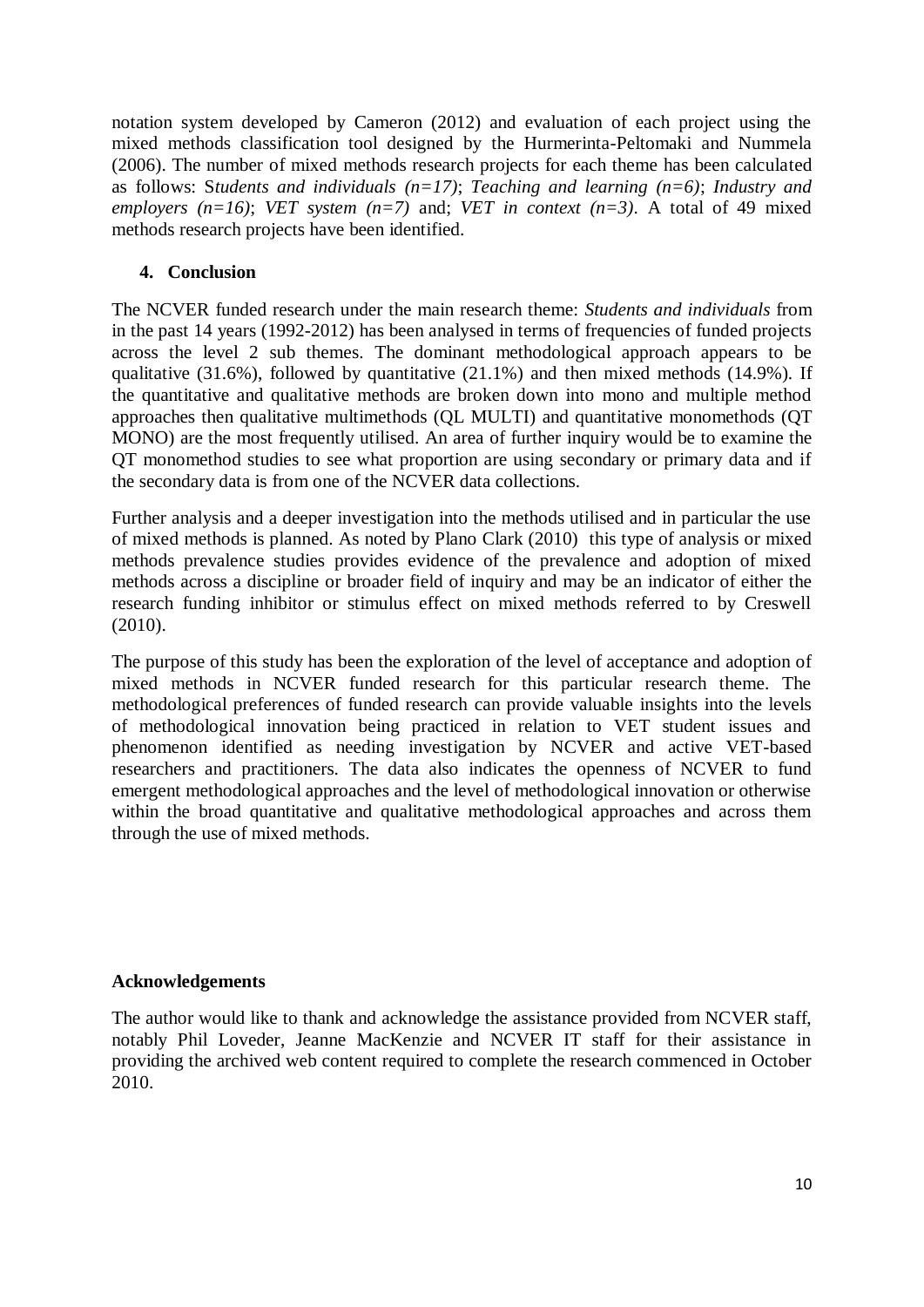notation system developed by Cameron (2012) and evaluation of each project using the mixed methods classification tool designed by the Hurmerinta-Peltomaki and Nummela (2006). The number of mixed methods research projects for each theme has been calculated as follows: S*tudents and individuals (n=17)*; *Teaching and learning (n=6)*; *Industry and employers (n=16)*; *VET system (n=7)* and; *VET in context (n=3)*. A total of 49 mixed methods research projects have been identified.

## 4. Conclusion

The NCVER funded research under the main research theme: *Students and individuals* from in the past 14 years (1992-2012) has been analysed in terms of frequencies of funded projects across the level 2 sub themes. The dominant methodological approach appears to be qualitative (31.6%), followed by quantitative (21.1%) and then mixed methods (14.9%). If the quantitative and qualitative methods are broken down into mono and multiple method approaches then qualitative multimethods (QL MULTI) and quantitative monomethods (QT MONO) are the most frequently utilised. An area of further inquiry would be to examine the QT monomethod studies to see what proportion are using secondary or primary data and if the secondary data is from one of the NCVER data collections.

Further analysis and a deeper investigation into the methods utilised and in particular the use of mixed methods is planned. As noted by Plano Clark (2010) this type of analysis or mixed methods prevalence studies provides evidence of the prevalence and adoption of mixed methods across a discipline or broader field of inquiry and may be an indicator of either the research funding inhibitor or stimulus effect on mixed methods referred to by Creswell (2010).

The purpose of this study has been the exploration of the level of acceptance and adoption of mixed methods in NCVER funded research for this particular research theme. The methodological preferences of funded research can provide valuable insights into the levels of methodological innovation being practiced in relation to VET student issues and phenomenon identified as needing investigation by NCVER and active VET-based researchers and practitioners. The data also indicates the openness of NCVER to fund emergent methodological approaches and the level of methodological innovation or otherwise within the broad quantitative and qualitative methodological approaches and across them through the use of mixed methods.

**Acknowledgements**

The author would like to thank and acknowledge the assistance provided from NCVER staff, notably Phil Loveder, Jeanne MacKenzie and NCVER IT staff for their assistance in providing the archived web content required to complete the research commenced in October 2010.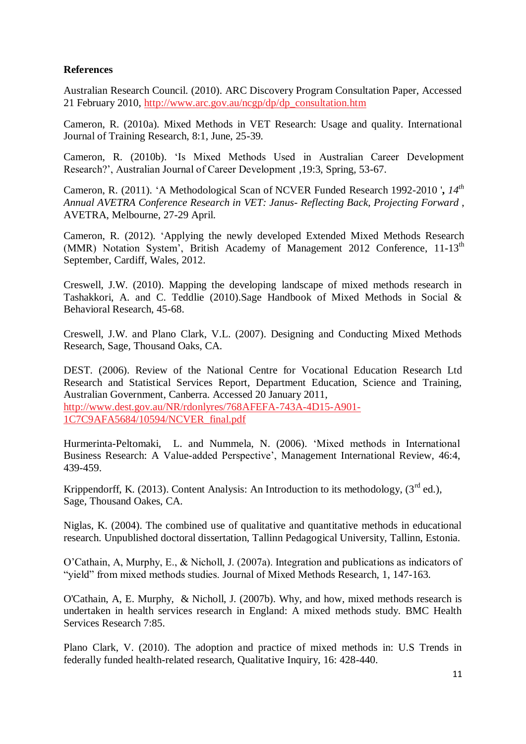**References**

Australian Research Council. (2010). ARC Discovery Program Consultation Paper, Accessed 21 February 2010, http://www.arc.gov.au/ncgp/dp/dp_consultation.htm

Cameron, R. (2010a). Mixed Methods in VET Research: Usage and quality. International Journal of Training Research, 8:1, June, 25-39.

Cameron, R. (2010b). 'Is Mixed Methods Used in Australian Career Development Research?', Australian Journal of Career Development ,19:3, Spring, 53-67.

Cameron, R. (2011). 'A Methodological Scan of NCVER Funded Research 1992-2010 ', *14th Annual AVETRA Conference Research in VET: Janus- Reflecting Back, Projecting Forward* , AVETRA, Melbourne, 27-29 April.

Cameron, R. (2012). 'Applying the newly developed Extended Mixed Methods Research (MMR) Notation System', British Academy of Management 2012 Conference, 11-13th September, Cardiff, Wales, 2012.

Creswell, J.W. (2010). Mapping the developing landscape of mixed methods research in Tashakkori, A. and C. Teddlie (2010).Sage Handbook of Mixed Methods in Social & Behavioral Research, 45-68.

Creswell, J.W. and Plano Clark, V.L. (2007). Designing and Conducting Mixed Methods Research, Sage, Thousand Oaks, CA.

DEST. (2006). Review of the National Centre for Vocational Education Research Ltd Research and Statistical Services Report, Department Education, Science and Training, Australian Government, Canberra. Accessed 20 January 2011, http://www.dest.gov.au/NR/rdonlyres/768AFEFA-743A-4D15-A901-1C7C9AFA5684/10594/NCVER_final.pdf

Hurmerinta-Peltomaki, L. and Nummela, N. (2006). 'Mixed methods in International Business Research: A Value-added Perspective', Management International Review, 46:4, 439-459.

Krippendorff, K. (2013). Content Analysis: An Introduction to its methodology, (3rd ed.), Sage, Thousand Oakes, CA.

Niglas, K. (2004). The combined use of qualitative and quantitative methods in educational research. Unpublished doctoral dissertation, Tallinn Pedagogical University, Tallinn, Estonia.

O'Cathain, A, Murphy, E., & Nicholl, J. (2007a). Integration and publications as indicators of "yield" from mixed methods studies. Journal of Mixed Methods Research, 1, 147-163.

O'Cathain, A, E. Murphy, & Nicholl, J. (2007b). Why, and how, mixed methods research is undertaken in health services research in England: A mixed methods study. BMC Health Services Research 7:85.

Plano Clark, V. (2010). The adoption and practice of mixed methods in: U.S Trends in federally funded health-related research, Qualitative Inquiry, 16: 428-440.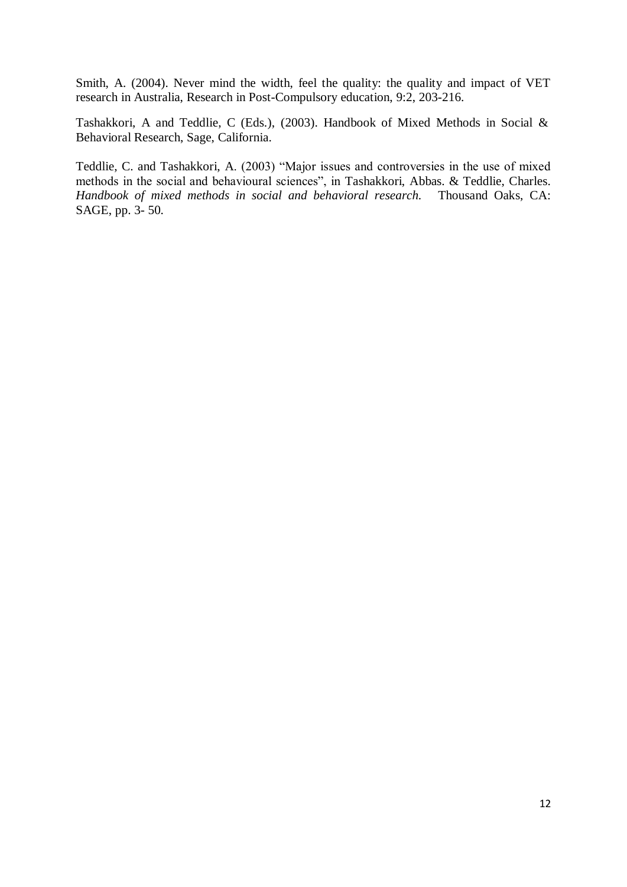Smith, A. (2004). Never mind the width, feel the quality: the quality and impact of VET research in Australia, Research in Post-Compulsory education, 9:2, 203-216.

Tashakkori, A and Teddlie, C (Eds.), (2003). Handbook of Mixed Methods in Social & Behavioral Research, Sage, California.

Teddlie, C. and Tashakkori, A. (2003) "Major issues and controversies in the use of mixed methods in the social and behavioural sciences", in Tashakkori, Abbas. & Teddlie, Charles. *Handbook of mixed methods in social and behavioral research.* Thousand Oaks, CA: SAGE, pp. 3- 50.